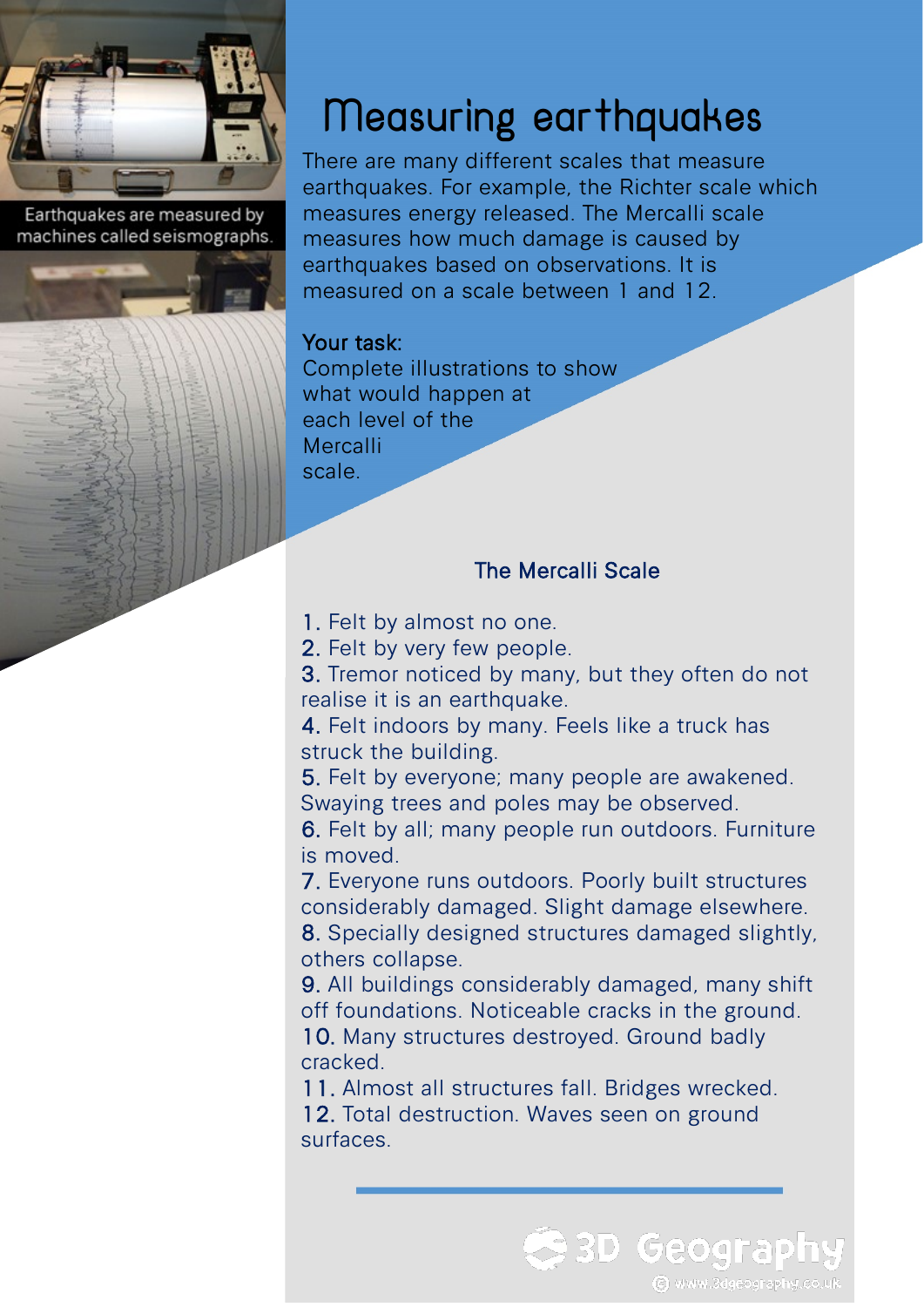Earthquakes are measured by machines called seismographs.

# Measuring earthquakes

There are many different scales that measure earthquakes. For example, the Richter scale which measures energy released. The Mercalli scale measures how much damage is caused by earthquakes based on observations. It is measured on a scale between 1 and 12.

Your task:
Complete illustrations to show what would happen at each level of the Mercalli scale.

## The Mercalli Scale

1. Felt by almost no one.
2. Felt by very few people.
3. Tremor noticed by many, but they often do not realise it is an earthquake.
4. Felt indoors by many. Feels like a truck has struck the building.
5. Felt by everyone; many people are awakened. Swaying trees and poles may be observed.
6. Felt by all; many people run outdoors. Furniture is moved.
7. Everyone runs outdoors. Poorly built structures considerably damaged. Slight damage elsewhere.
8. Specially designed structures damaged slightly, others collapse.
9. All buildings considerably damaged, many shift off foundations. Noticeable cracks in the ground.
10. Many structures destroyed. Ground badly cracked.
11. Almost all structures fall. Bridges wrecked.
12. Total destruction. Waves seen on ground surfaces.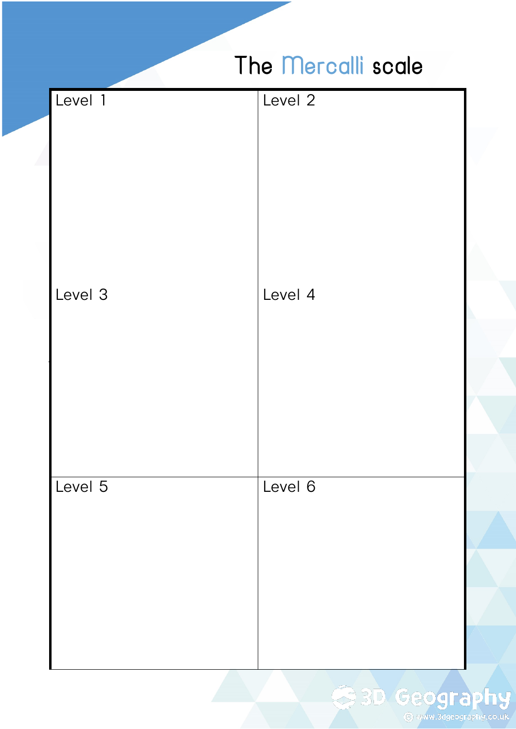# The Mercalli scale

| Level 1 | Level 2 |
| --- | --- |
| Level 3 | Level 4 |
| Level 5 | Level 6 |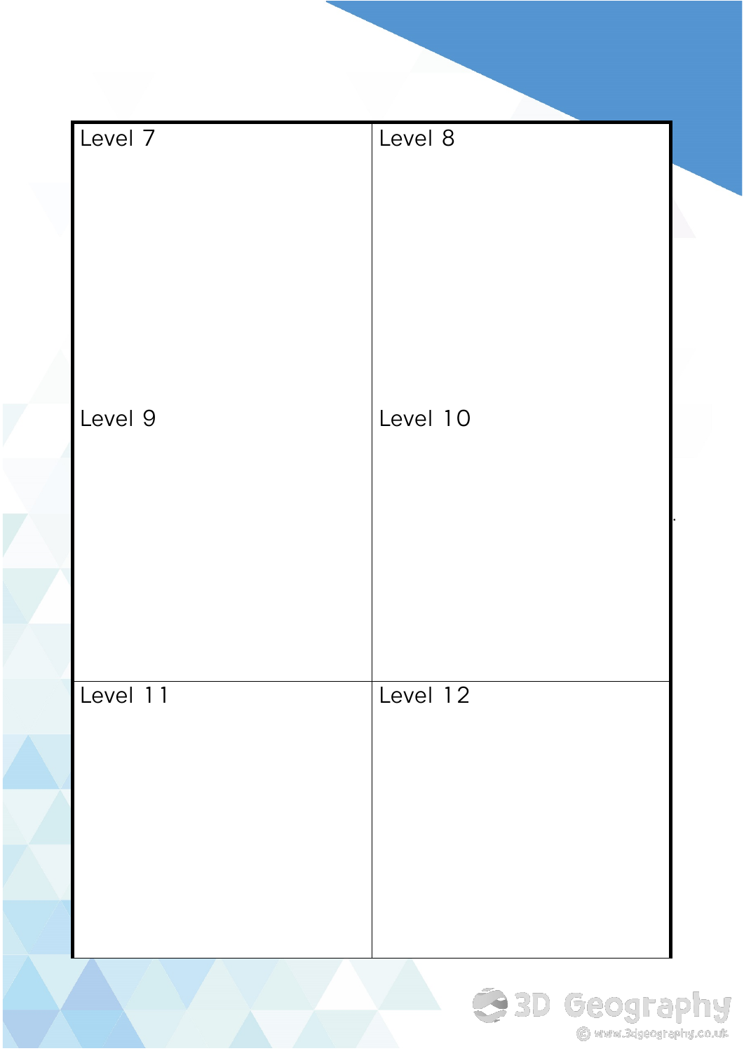| | |
|---|---|
| Level 7 | Level 8 |
| Level 9 | Level 10 |
| Level 11 | Level 12 |